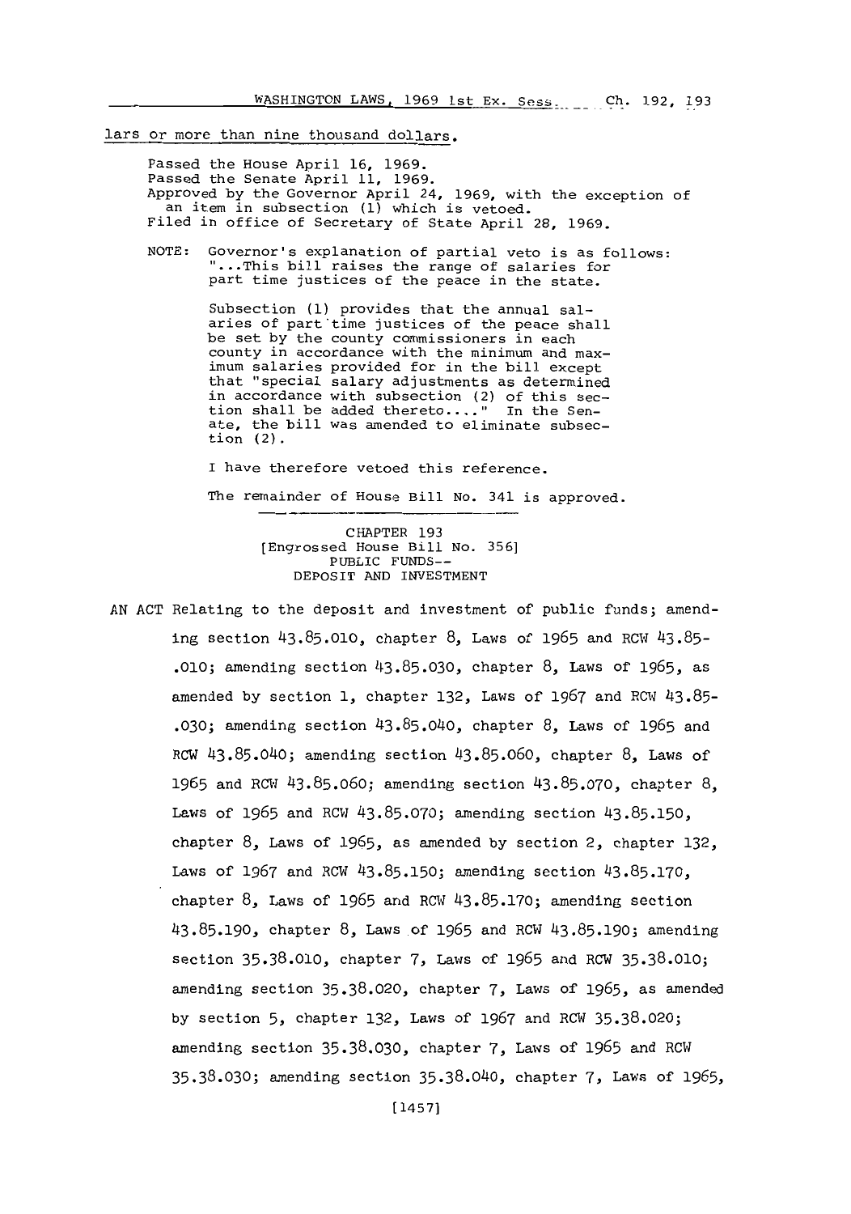lars or more than nine thousand dollars.

Passed the House April 16, 1969.
Passed the Senate April 11, 1969.
Approved by the Governor April 24, 1969, with the exception of an item in subsection (1) which is vetoed.
Filed in office of Secretary of State April 28, 1969.

NOTE: Governor's explanation of partial veto is as follows: "...This bill raises the range of salaries for part time justices of the peace in the state.

Subsection (1) provides that the annual salaries of part time justices of the peace shall be set by the county commissioners in each county in accordance with the minimum and maximum salaries provided for in the bill except that "special salary adjustments as determined in accordance with subsection (2) of this section shall be added thereto...." In the Senate, the bill was amended to eliminate subsection (2).

I have therefore vetoed this reference.

The remainder of House Bill No. 341 is approved.

---

CHAPTER 193
[Engrossed House Bill No. 356]
PUBLIC FUNDS--
DEPOSIT AND INVESTMENT

AN ACT Relating to the deposit and investment of public funds; amending section 43.85.010, chapter 8, Laws of 1965 and RCW 43.85-.010; amending section 43.85.030, chapter 8, Laws of 1965, as amended by section 1, chapter 132, Laws of 1967 and RCW 43.85-.030; amending section 43.85.040, chapter 8, Laws of 1965 and RCW 43.85.040; amending section 43.85.060, chapter 8, Laws of 1965 and RCW 43.85.060; amending section 43.85.070, chapter 8, Laws of 1965 and RCW 43.85.070; amending section 43.85.150, chapter 8, Laws of 1965, as amended by section 2, chapter 132, Laws of 1967 and RCW 43.85.150; amending section 43.85.170, chapter 8, Laws of 1965 and RCW 43.85.170; amending section 43.85.190, chapter 8, Laws of 1965 and RCW 43.85.190; amending section 35.38.010, chapter 7, Laws of 1965 and RCW 35.38.010; amending section 35.38.020, chapter 7, Laws of 1965, as amended by section 5, chapter 132, Laws of 1967 and RCW 35.38.020; amending section 35.38.030, chapter 7, Laws of 1965 and RCW 35.38.030; amending section 35.38.040, chapter 7, Laws of 1965,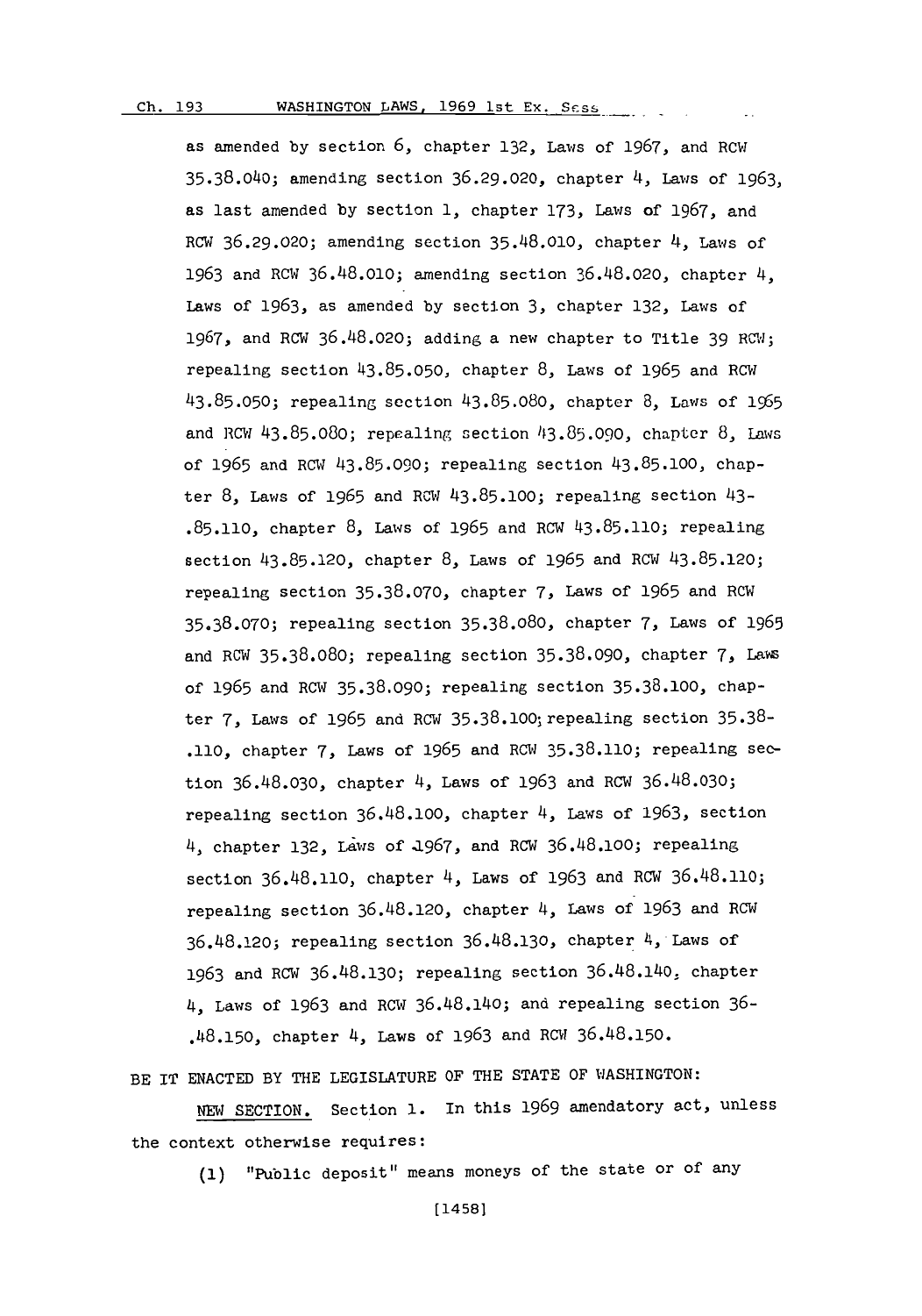as amended by section 6, chapter 132, Laws of 1967, and RCW 35.38.040; amending section 36.29.020, chapter 4, Laws of 1963, as last amended by section 1, chapter 173, Laws of 1967, and RCW 36.29.020; amending section 35.48.010, chapter 4, Laws of 1963 and RCW 36.48.010; amending section 36.48.020, chapter 4, Laws of 1963, as amended by section 3, chapter 132, Laws of 1967, and RCW 36.48.020; adding a new chapter to Title 39 RCW; repealing section 43.85.050, chapter 8, Laws of 1965 and RCW 43.85.050; repealing section 43.85.080, chapter 8, Laws of 1965 and RCW 43.85.080; repealing section 43.85.090, chapter 8, Laws of 1965 and RCW 43.85.090; repealing section 43.85.100, chapter 8, Laws of 1965 and RCW 43.85.100; repealing section 43-.85.110, chapter 8, Laws of 1965 and RCW 43.85.110; repealing section 43.85.120, chapter 8, Laws of 1965 and RCW 43.85.120; repealing section 35.38.070, chapter 7, Laws of 1965 and RCW 35.38.070; repealing section 35.38.080, chapter 7, Laws of 1965 and RCW 35.38.080; repealing section 35.38.090, chapter 7, Laws of 1965 and RCW 35.38.090; repealing section 35.38.100, chapter 7, Laws of 1965 and RCW 35.38.100; repealing section 35.38-.110, chapter 7, Laws of 1965 and RCW 35.38.110; repealing section 36.48.030, chapter 4, Laws of 1963 and RCW 36.48.030; repealing section 36.48.100, chapter 4, Laws of 1963, section 4, chapter 132, Laws of 1967, and RCW 36.48.100; repealing section 36.48.110, chapter 4, Laws of 1963 and RCW 36.48.110; repealing section 36.48.120, chapter 4, Laws of 1963 and RCW 36.48.120; repealing section 36.48.130, chapter 4, Laws of 1963 and RCW 36.48.130; repealing section 36.48.140, chapter 4, Laws of 1963 and RCW 36.48.140; and repealing section 36-.48.150, chapter 4, Laws of 1963 and RCW 36.48.150.

BE IT ENACTED BY THE LEGISLATURE OF THE STATE OF WASHINGTON:

NEW SECTION. Section 1. In this 1969 amendatory act, unless the context otherwise requires:

(1) "Public deposit" means moneys of the state or of any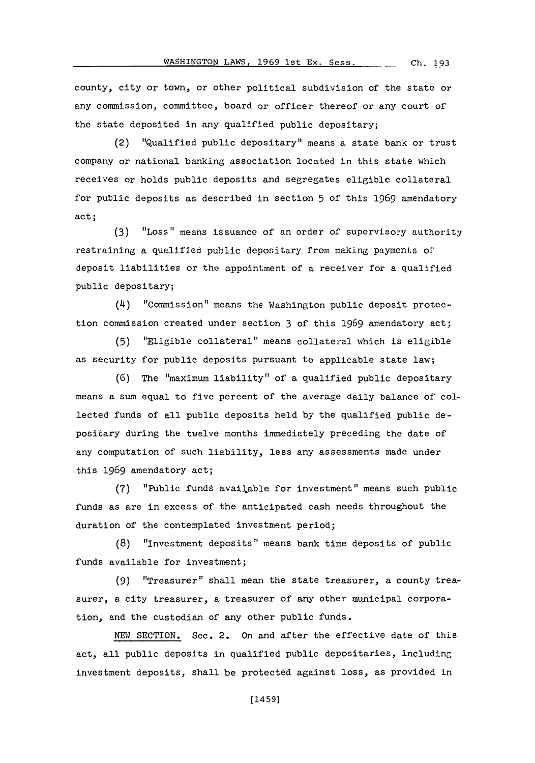county, city or town, or other political subdivision of the state or any commission, committee, board or officer thereof or any court of the state deposited in any qualified public depositary;

(2) "Qualified public depositary" means a state bank or trust company or national banking association located in this state which receives or holds public deposits and segregates eligible collateral for public deposits as described in section 5 of this 1969 amendatory act;

(3) "Loss" means issuance of an order of supervisory authority restraining a qualified public depositary from making payments of deposit liabilities or the appointment of a receiver for a qualified public depositary;

(4) "Commission" means the Washington public deposit protection commission created under section 3 of this 1969 amendatory act;

(5) "Eligible collateral" means collateral which is eligible as security for public deposits pursuant to applicable state law;

(6) The "maximum liability" of a qualified public depositary means a sum equal to five percent of the average daily balance of collected funds of all public deposits held by the qualified public depositary during the twelve months immediately preceding the date of any computation of such liability, less any assessments made under this 1969 amendatory act;

(7) "Public funds available for investment" means such public funds as are in excess of the anticipated cash needs throughout the duration of the contemplated investment period;

(8) "Investment deposits" means bank time deposits of public funds available for investment;

(9) "Treasurer" shall mean the state treasurer, a county treasurer, a city treasurer, a treasurer of any other municipal corporation, and the custodian of any other public funds.

NEW SECTION. Sec. 2. On and after the effective date of this act, all public deposits in qualified public depositaries, including investment deposits, shall be protected against loss, as provided in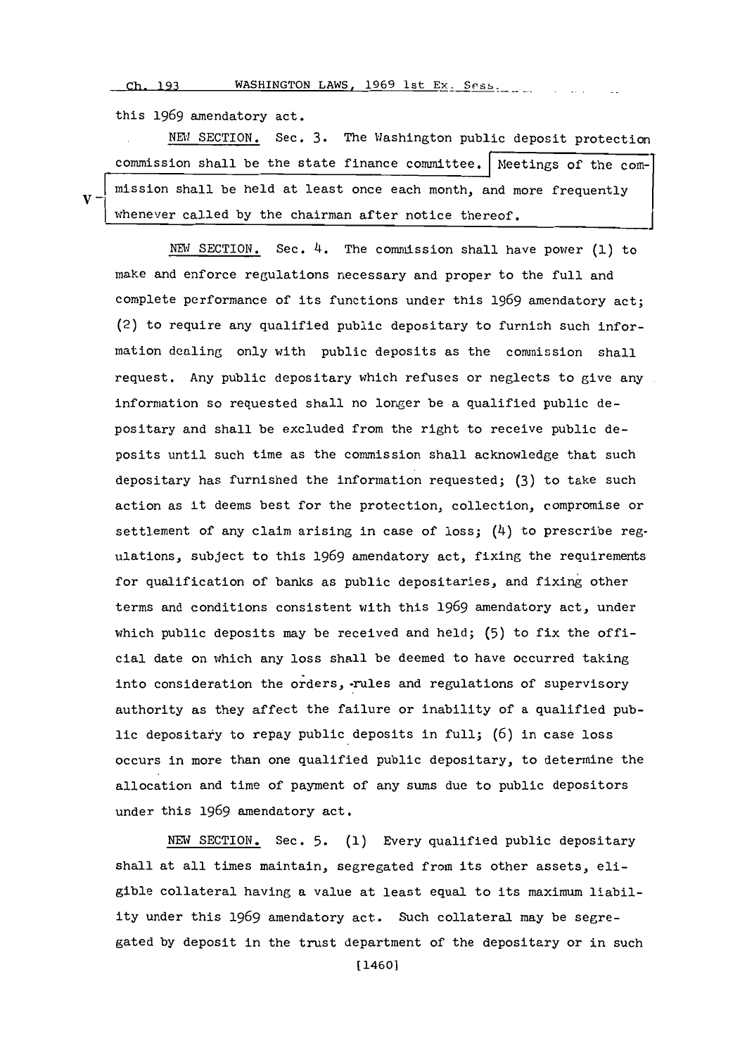this 1969 amendatory act.

NEW SECTION. Sec. 3. The Washington public deposit protection commission shall be the state finance committee. Meetings of the commission shall be held at least once each month, and more frequently whenever called by the chairman after notice thereof.

NEW SECTION. Sec. 4. The commission shall have power (1) to make and enforce regulations necessary and proper to the full and complete performance of its functions under this 1969 amendatory act; (2) to require any qualified public depositary to furnish such information dealing only with public deposits as the commission shall request. Any public depositary which refuses or neglects to give any information so requested shall no longer be a qualified public depositary and shall be excluded from the right to receive public deposits until such time as the commission shall acknowledge that such depositary has furnished the information requested; (3) to take such action as it deems best for the protection, collection, compromise or settlement of any claim arising in case of loss; (4) to prescribe regulations, subject to this 1969 amendatory act, fixing the requirements for qualification of banks as public depositaries, and fixing other terms and conditions consistent with this 1969 amendatory act, under which public deposits may be received and held; (5) to fix the official date on which any loss shall be deemed to have occurred taking into consideration the orders, rules and regulations of supervisory authority as they affect the failure or inability of a qualified public depositary to repay public deposits in full; (6) in case loss occurs in more than one qualified public depositary, to determine the allocation and time of payment of any sums due to public depositors under this 1969 amendatory act.

NEW SECTION. Sec. 5. (1) Every qualified public depositary shall at all times maintain, segregated from its other assets, eligible collateral having a value at least equal to its maximum liability under this 1969 amendatory act. Such collateral may be segregated by deposit in the trust department of the depositary or in such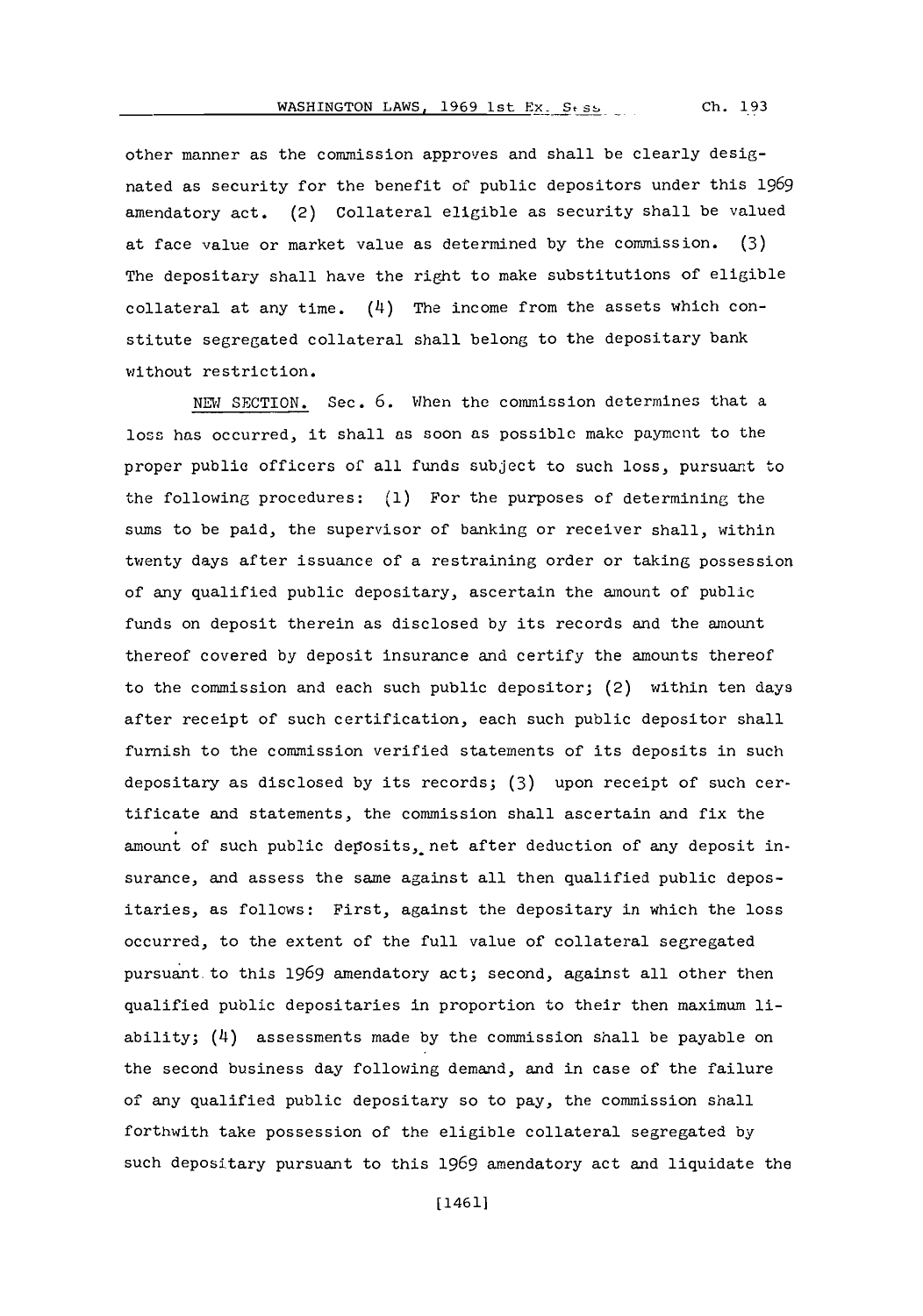other manner as the commission approves and shall be clearly designated as security for the benefit of public depositors under this 1969 amendatory act. (2) Collateral eligible as security shall be valued at face value or market value as determined by the commission. (3) The depositary shall have the right to make substitutions of eligible collateral at any time. (4) The income from the assets which constitute segregated collateral shall belong to the depositary bank without restriction.

NEW SECTION. Sec. 6. When the commission determines that a loss has occurred, it shall as soon as possible make payment to the proper public officers of all funds subject to such loss, pursuant to the following procedures: (1) For the purposes of determining the sums to be paid, the supervisor of banking or receiver shall, within twenty days after issuance of a restraining order or taking possession of any qualified public depositary, ascertain the amount of public funds on deposit therein as disclosed by its records and the amount thereof covered by deposit insurance and certify the amounts thereof to the commission and each such public depositor; (2) within ten days after receipt of such certification, each such public depositor shall furnish to the commission verified statements of its deposits in such depositary as disclosed by its records; (3) upon receipt of such certificate and statements, the commission shall ascertain and fix the amount of such public deposits, net after deduction of any deposit insurance, and assess the same against all then qualified public depositaries, as follows: First, against the depositary in which the loss occurred, to the extent of the full value of collateral segregated pursuant to this 1969 amendatory act; second, against all other then qualified public depositaries in proportion to their then maximum liability; (4) assessments made by the commission shall be payable on the second business day following demand, and in case of the failure of any qualified public depositary so to pay, the commission shall forthwith take possession of the eligible collateral segregated by such depositary pursuant to this 1969 amendatory act and liquidate the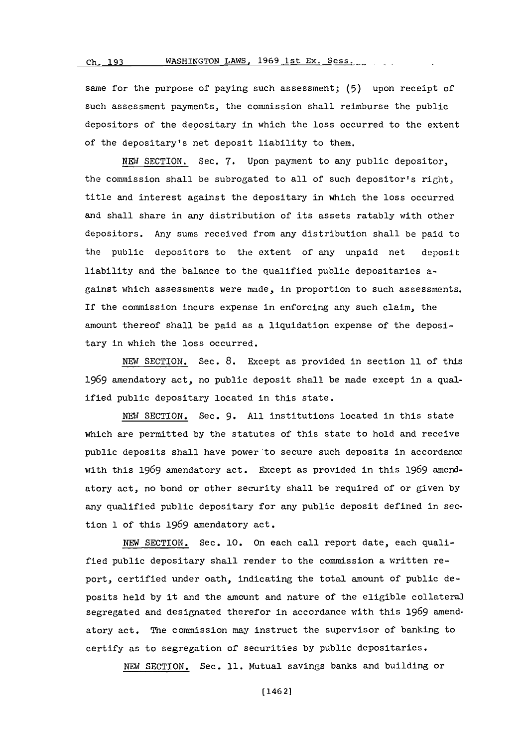same for the purpose of paying such assessment; (5) upon receipt of such assessment payments, the commission shall reimburse the public depositors of the depositary in which the loss occurred to the extent of the depositary's net deposit liability to them.

NEW SECTION. Sec. 7. Upon payment to any public depositor, the commission shall be subrogated to all of such depositor's right, title and interest against the depositary in which the loss occurred and shall share in any distribution of its assets ratably with other depositors. Any sums received from any distribution shall be paid to the public depositors to the extent of any unpaid net deposit liability and the balance to the qualified public depositaries against which assessments were made, in proportion to such assessments. If the commission incurs expense in enforcing any such claim, the amount thereof shall be paid as a liquidation expense of the depositary in which the loss occurred.

NEW SECTION. Sec. 8. Except as provided in section 11 of this 1969 amendatory act, no public deposit shall be made except in a qualified public depositary located in this state.

NEW SECTION. Sec. 9. All institutions located in this state which are permitted by the statutes of this state to hold and receive public deposits shall have power to secure such deposits in accordance with this 1969 amendatory act. Except as provided in this 1969 amendatory act, no bond or other security shall be required of or given by any qualified public depositary for any public deposit defined in section 1 of this 1969 amendatory act.

NEW SECTION. Sec. 10. On each call report date, each qualified public depositary shall render to the commission a written report, certified under oath, indicating the total amount of public deposits held by it and the amount and nature of the eligible collateral segregated and designated therefor in accordance with this 1969 amendatory act. The commission may instruct the supervisor of banking to certify as to segregation of securities by public depositaries.

NEW SECTION. Sec. 11. Mutual savings banks and building or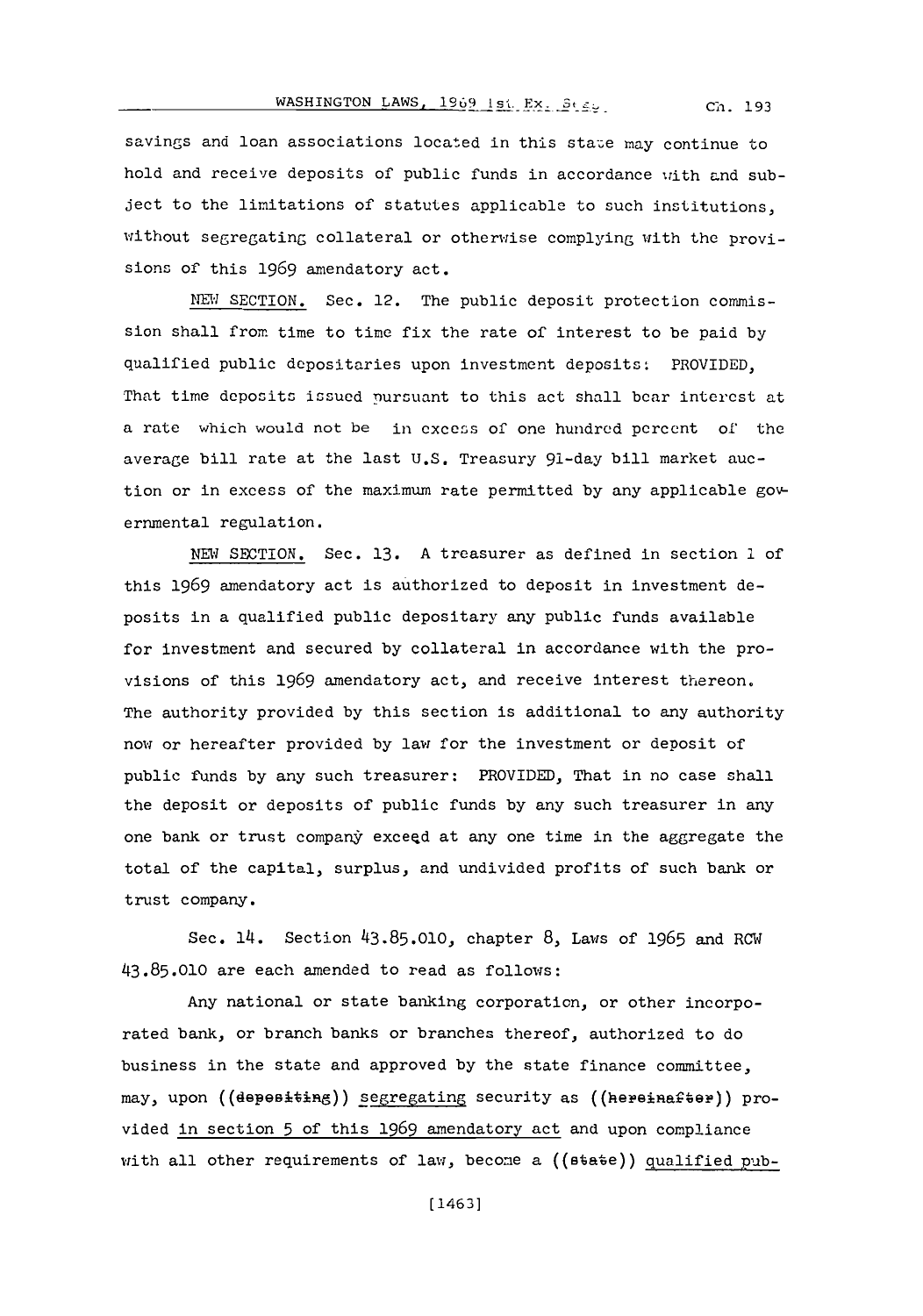savings and loan associations located in this state may continue to hold and receive deposits of public funds in accordance with and subject to the limitations of statutes applicable to such institutions, without segregating collateral or otherwise complying with the provisions of this 1969 amendatory act.

NEW SECTION. Sec. 12. The public deposit protection commission shall from time to time fix the rate of interest to be paid by qualified public depositaries upon investment deposits: PROVIDED, That time deposits issued pursuant to this act shall bear interest at a rate which would not be in excess of one hundred percent of the average bill rate at the last U.S. Treasury 91-day bill market auction or in excess of the maximum rate permitted by any applicable governmental regulation.

NEW SECTION. Sec. 13. A treasurer as defined in section 1 of this 1969 amendatory act is authorized to deposit in investment deposits in a qualified public depositary any public funds available for investment and secured by collateral in accordance with the provisions of this 1969 amendatory act, and receive interest thereon. The authority provided by this section is additional to any authority now or hereafter provided by law for the investment or deposit of public funds by any such treasurer: PROVIDED, That in no case shall the deposit or deposits of public funds by any such treasurer in any one bank or trust company exceed at any one time in the aggregate the total of the capital, surplus, and undivided profits of such bank or trust company.

Sec. 14. Section 43.85.010, chapter 8, Laws of 1965 and RCW 43.85.010 are each amended to read as follows:

Any national or state banking corporation, or other incorporated bank, or branch banks or branches thereof, authorized to do business in the state and approved by the state finance committee, may, upon ((depositing)) segregating security as ((hereinafter)) provided in section 5 of this 1969 amendatory act and upon compliance with all other requirements of law, become a ((state)) qualified pub-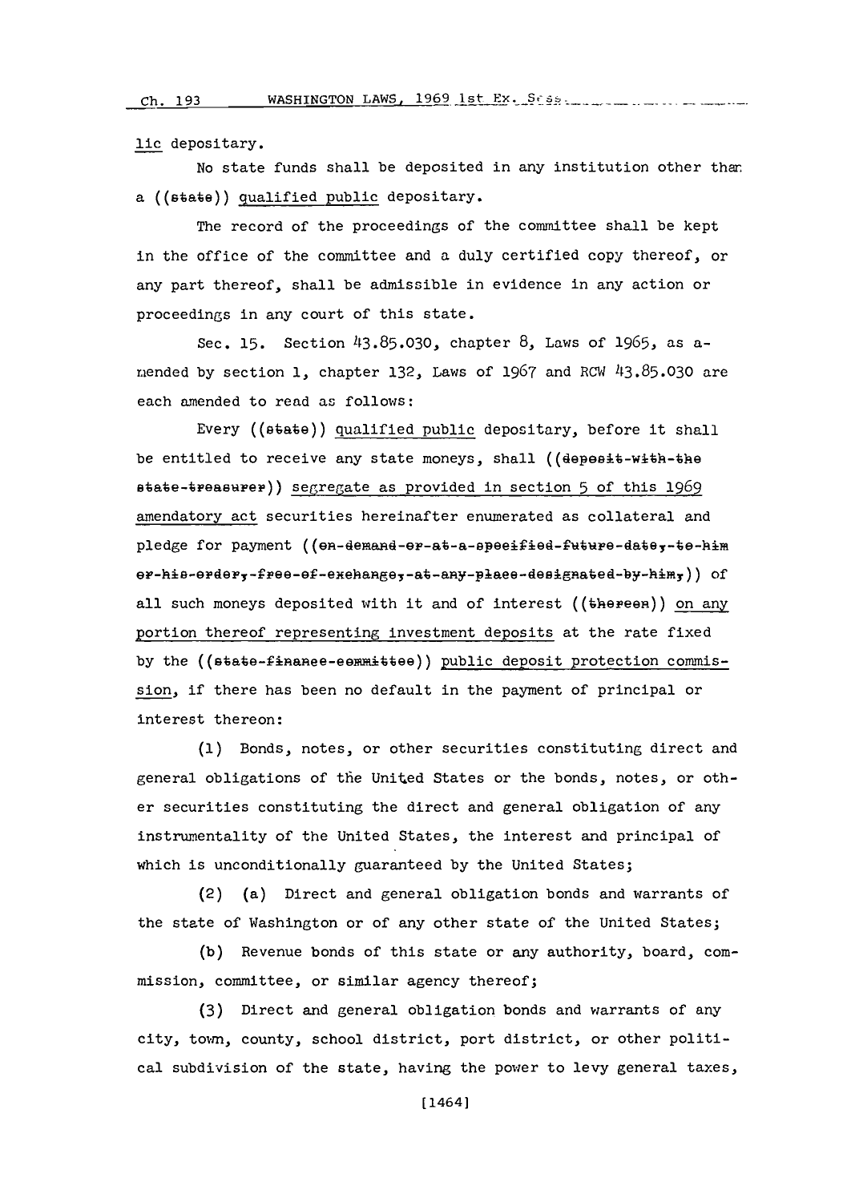lic depository.

No state funds shall be deposited in any institution other than a ((state)) qualified public depository.

The record of the proceedings of the committee shall be kept in the office of the committee and a duly certified copy thereof, or any part thereof, shall be admissible in evidence in any action or proceedings in any court of this state.

Sec. 15. Section 43.85.030, chapter 8, Laws of 1965, as amended by section 1, chapter 132, Laws of 1967 and RCW 43.85.030 are each amended to read as follows:

Every ((state)) qualified public depository, before it shall be entitled to receive any state moneys, shall ((deposit-with-the state-treasurer)) segregate as provided in section 5 of this 1969 amendatory act securities hereinafter enumerated as collateral and pledge for payment ((on-demand-or-at-a-specified-future-date,-to-him or-his-order,-free-of-exchange,-at-any-place-designated-by-him,)) of all such moneys deposited with it and of interest ((thereon)) on any portion thereof representing investment deposits at the rate fixed by the ((state-finance-committee)) public deposit protection commission, if there has been no default in the payment of principal or interest thereon:

(1) Bonds, notes, or other securities constituting direct and general obligations of the United States or the bonds, notes, or other securities constituting the direct and general obligation of any instrumentality of the United States, the interest and principal of which is unconditionally guaranteed by the United States;

(2) (a) Direct and general obligation bonds and warrants of the state of Washington or of any other state of the United States;

(b) Revenue bonds of this state or any authority, board, commission, committee, or similar agency thereof;

(3) Direct and general obligation bonds and warrants of any city, town, county, school district, port district, or other political subdivision of the state, having the power to levy general taxes,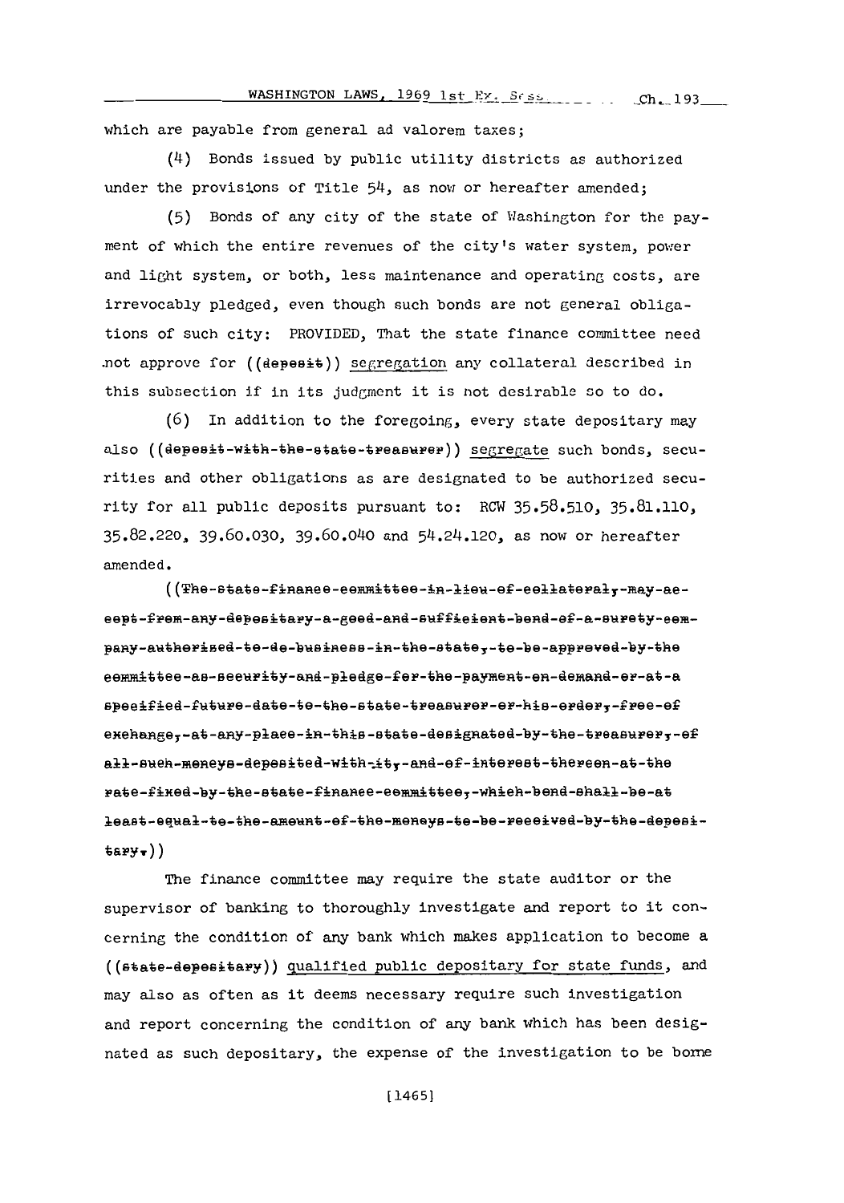which are payable from general ad valorem taxes;

(4) Bonds issued by public utility districts as authorized under the provisions of Title 54, as now or hereafter amended;

(5) Bonds of any city of the state of Washington for the payment of which the entire revenues of the city's water system, power and light system, or both, less maintenance and operating costs, are irrevocably pledged, even though such bonds are not general obligations of such city: PROVIDED, That the state finance committee need not approve for ((~~deposit~~)) segregation any collateral described in this subsection if in its judgment it is not desirable so to do.

(6) In addition to the foregoing, every state depositary may also ((~~deposit with the state treasurer~~)) segregate such bonds, securities and other obligations as are designated to be authorized security for all public deposits pursuant to: RCW 35.58.510, 35.81.110, 35.82.220, 39.60.030, 39.60.040 and 54.24.120, as now or hereafter amended.

((~~The state finance committee in lieu of collateral, may accept from any depositary a good and sufficient bond of a surety company authorized to do business in the state, to be approved by the committee as security and pledge for the payment on demand or at a specified future date to the state treasurer or his order, free of exchange, at any place in this state designated by the treasurer, of all such moneys deposited with it, and of interest thereon at the rate fixed by the state finance committee, which bond shall be at least equal to the amount of the moneys to be received by the depositary.~~))

The finance committee may require the state auditor or the supervisor of banking to thoroughly investigate and report to it concerning the condition of any bank which makes application to become a ((~~state depositary~~)) qualified public depositary for state funds, and may also as often as it deems necessary require such investigation and report concerning the condition of any bank which has been designated as such depositary, the expense of the investigation to be borne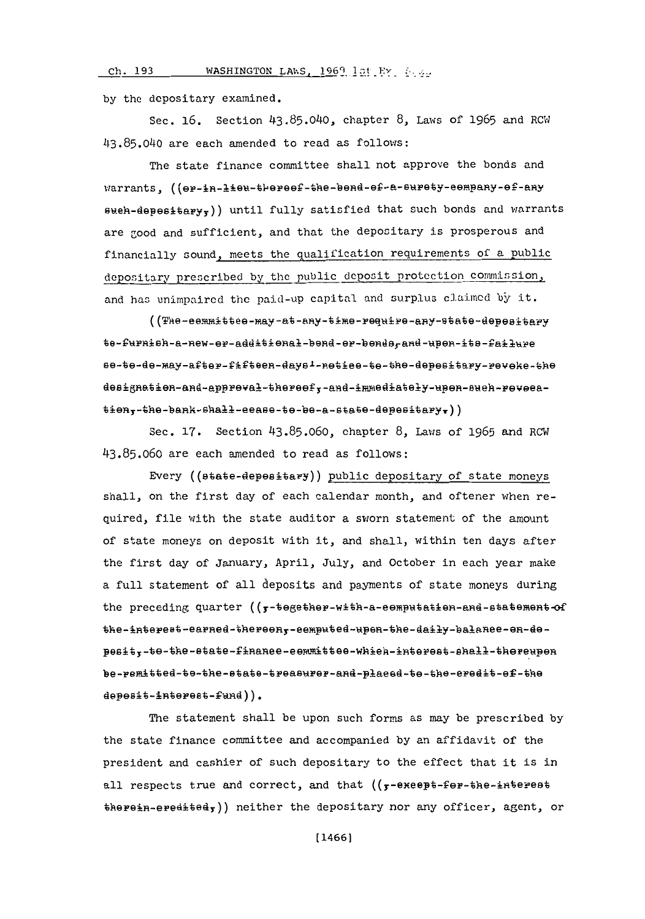by the depositary examined.

Sec. 16. Section 43.85.040, chapter 8, Laws of 1965 and RCW 43.85.040 are each amended to read as follows:

The state finance committee shall not approve the bonds and warrants, ((or-in-lieu-thereof-the-bond-of-a-surety-company-of-any such-depositary,)) until fully satisfied that such bonds and warrants are good and sufficient, and that the depositary is prosperous and financially sound, meets the qualification requirements of a public depositary prescribed by the public deposit protection commission, and has unimpaired the paid-up capital and surplus claimed by it.

((The-committee-may-at-any-time-require-any-state-depositary to-furnish-a-new-or-additional-bond-or-bonds,-and-upon-its-failure so-to-do-may-after-fifteen-days'-notice-to-the-depositary-revoke-the designation-and-approval-thereof,-and-immediately-upon-such-revocation,-the-bank-shall-cease-to-be-a-state-depositary.))

Sec. 17. Section 43.85.060, chapter 8, Laws of 1965 and RCW 43.85.060 are each amended to read as follows:

Every ((state-depositary)) public depositary of state moneys shall, on the first day of each calendar month, and oftener when required, file with the state auditor a sworn statement of the amount of state moneys on deposit with it, and shall, within ten days after the first day of January, April, July, and October in each year make a full statement of all deposits and payments of state moneys during the preceding quarter ((,-together-with-a-computation-and-statement-of the-interest-earned-thereon,-computed-upon-the-daily-balance-on-deposit,-to-the-state-finance-committee-which-interest-shall-thereupon be-remitted-to-the-state-treasurer-and-placed-to-the-credit-of-the deposit-interest-fund)).

The statement shall be upon such forms as may be prescribed by the state finance committee and accompanied by an affidavit of the president and cashier of such depositary to the effect that it is in all respects true and correct, and that ((,-except-for-the-interest therein-credited,)) neither the depositary nor any officer, agent, or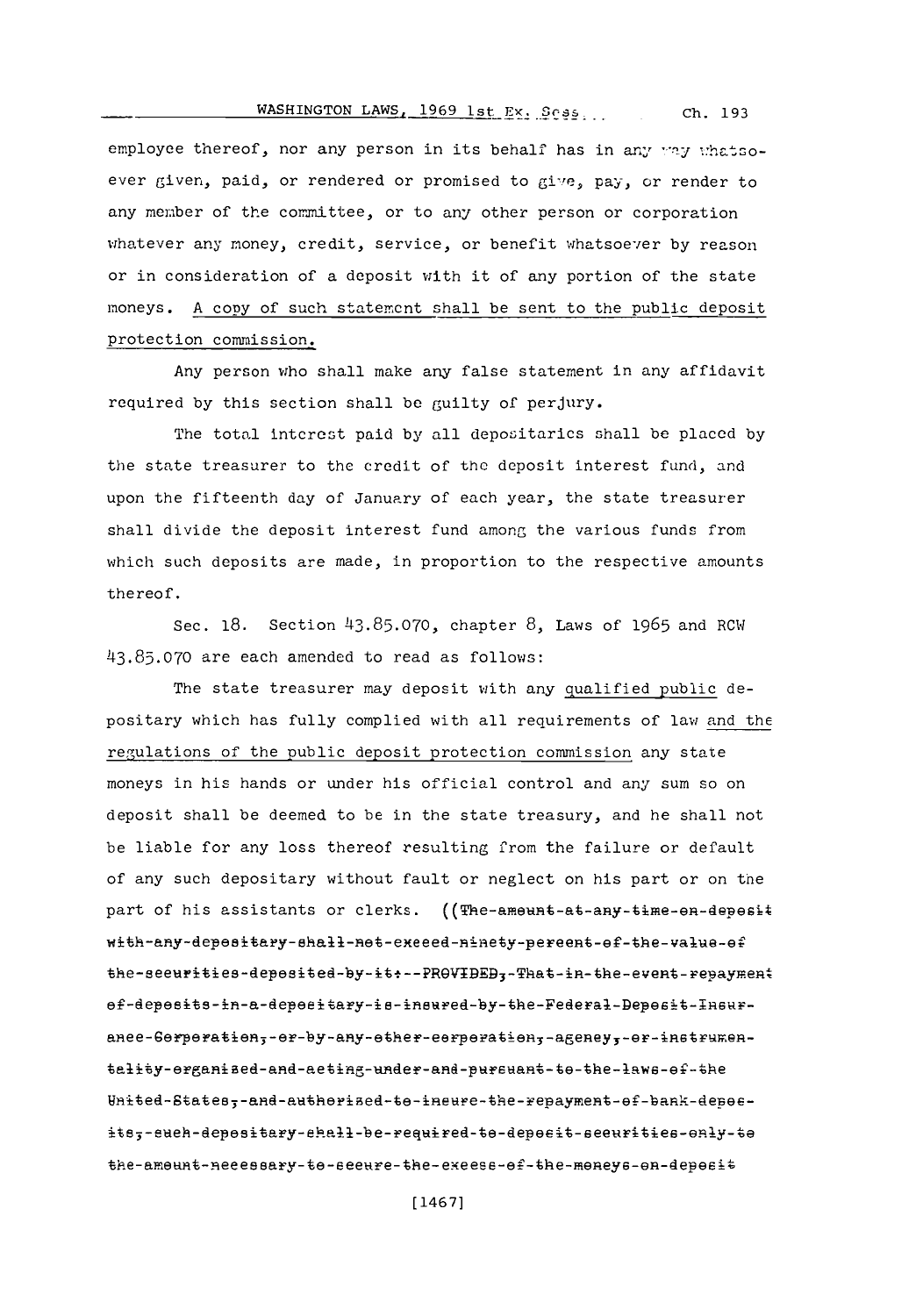employee thereof, nor any person in its behalf has in any way whatsoever given, paid, or rendered or promised to give, pay, or render to any member of the committee, or to any other person or corporation whatever any money, credit, service, or benefit whatsoever by reason or in consideration of a deposit with it of any portion of the state moneys. <u>A copy of such statement shall be sent to the public deposit protection commission.</u>

Any person who shall make any false statement in any affidavit required by this section shall be guilty of perjury.

The total interest paid by all depositaries shall be placed by the state treasurer to the credit of the deposit interest fund, and upon the fifteenth day of January of each year, the state treasurer shall divide the deposit interest fund among the various funds from which such deposits are made, in proportion to the respective amounts thereof.

Sec. 18. Section 43.85.070, chapter 8, Laws of 1965 and RCW 43.85.070 are each amended to read as follows:

The state treasurer may deposit with any <u>qualified public</u> depositary which has fully complied with all requirements of law <u>and the regulations of the public deposit protection commission</u> any state moneys in his hands or under his official control and any sum so on deposit shall be deemed to be in the state treasury, and he shall not be liable for any loss thereof resulting from the failure or default of any such depositary without fault or neglect on his part or on the part of his assistants or clerks. ((~~The-amount-at-any-time-on-deposit with-any-depositary-shall-not-exceed-ninety-percent-of-the-value-of the-securities-deposited-by-it:--PROVIDED,-That-in-the-event-repayment of-deposits-in-a-depositary-is-insured-by-the-Federal-Deposit-Insurance-Corporation,-or-by-any-other-corporation,-agency,-or-instrumentality-organized-and-acting-under-and-pursuant-to-the-laws-of-the United-States,-and-authorized-to-insure-the-repayment-of-bank-deposits,-such-depositary-shall-be-required-to-deposit-securities-only-to the-amount-necessary-to-secure-the-excess-of-the-moneys-on-deposit~~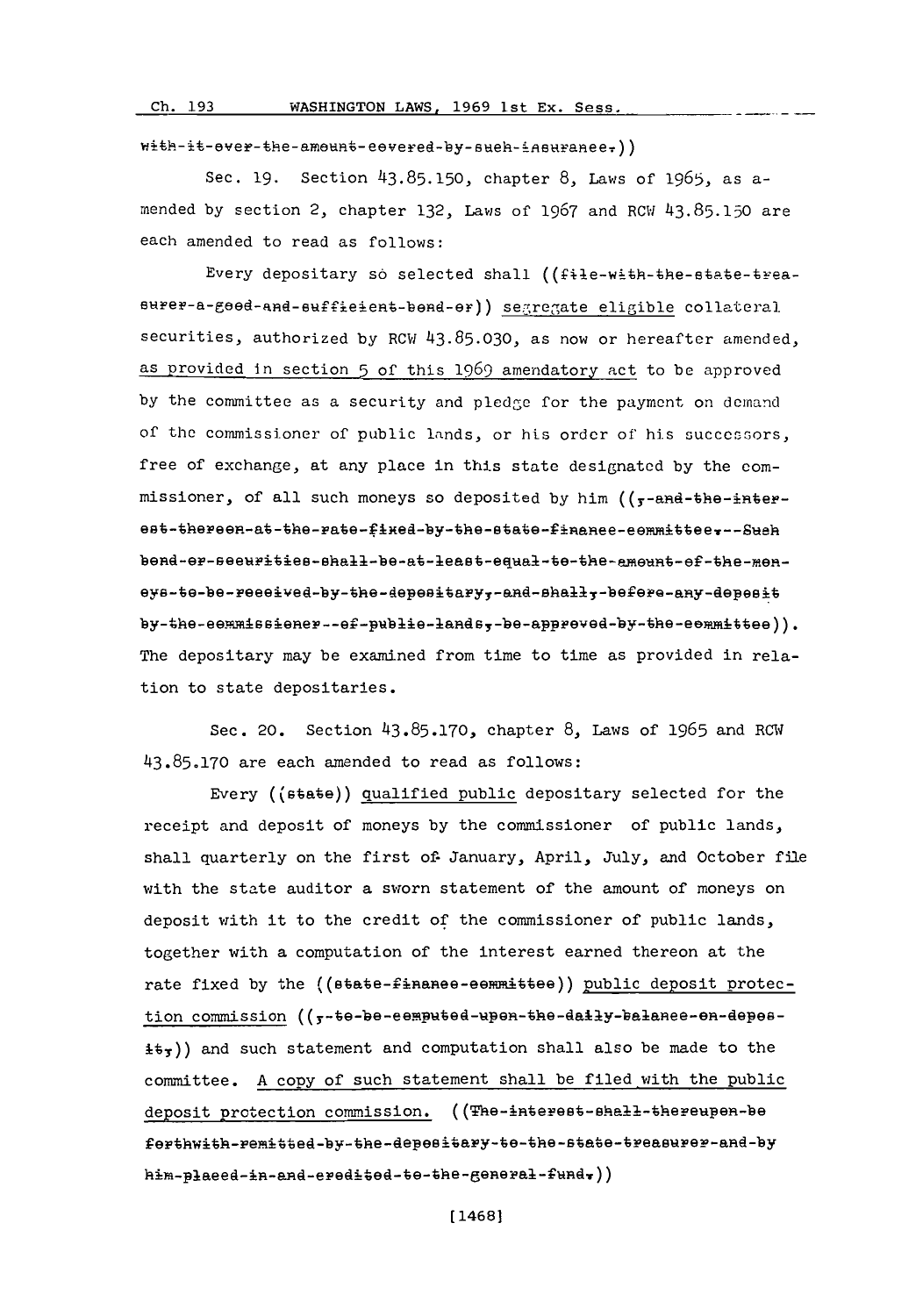with-it-over-the-amount-covered-by-such-insurance.))

Sec. 19. Section 43.85.150, chapter 8, Laws of 1965, as amended by section 2, chapter 132, Laws of 1967 and RCW 43.85.150 are each amended to read as follows:

Every depositary so selected shall ((file-with-the-state-treasurer-a-good-and-sufficient-bond-or)) segregate eligible collateral securities, authorized by RCW 43.85.030, as now or hereafter amended, as provided in section 5 of this 1969 amendatory act to be approved by the committee as a security and pledge for the payment on demand of the commissioner of public lands, or his order of his successors, free of exchange, at any place in this state designated by the commissioner, of all such moneys so deposited by him ((,-and-the-interest-thereon-at-the-rate-fixed-by-the-state-finance-committee.--Such bond-or-securities-shall-be-at-least-equal-to-the-amount-of-the-moneys-to-be-received-by-the-depositary,-and-shall,-before-any-deposit by-the-commissioner--of-public-lands,-be-approved-by-the-committee)). The depositary may be examined from time to time as provided in relation to state depositaries.

Sec. 20. Section 43.85.170, chapter 8, Laws of 1965 and RCW 43.85.170 are each amended to read as follows:

Every ((state)) qualified public depositary selected for the receipt and deposit of moneys by the commissioner of public lands, shall quarterly on the first of January, April, July, and October file with the state auditor a sworn statement of the amount of moneys on deposit with it to the credit of the commissioner of public lands, together with a computation of the interest earned thereon at the rate fixed by the ((state-finance-committee)) public deposit protection commission ((,-to-be-computed-upon-the-daily-balance-on-deposit,)) and such statement and computation shall also be made to the committee. A copy of such statement shall be filed with the public deposit protection commission. ((The-interest-shall-thereupon-be forthwith-remitted-by-the-depositary-to-the-state-treasurer-and-by him-placed-in-and-credited-to-the-general-fund.))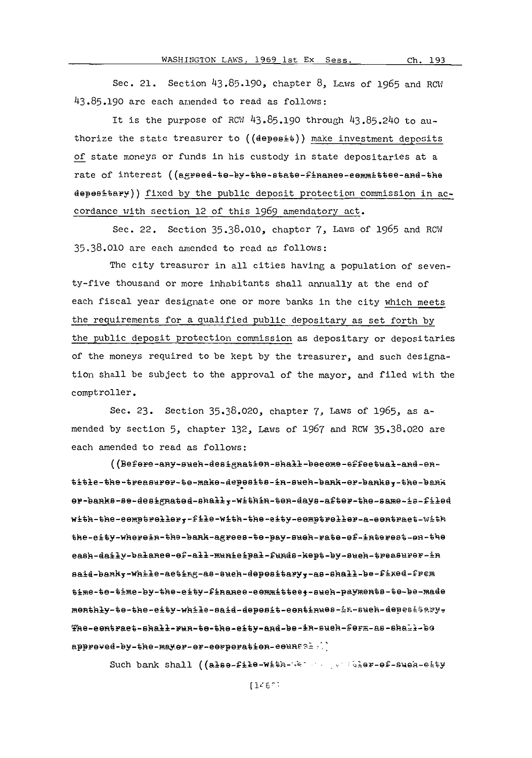Sec. 21. Section 43.85.190, chapter 8, Laws of 1965 and RCW 43.85.190 are each amended to read as follows:

It is the purpose of RCW 43.85.190 through 43.85.240 to authorize the state treasurer to ((~~deposit~~)) make investment deposits of state moneys or funds in his custody in state depositaries at a rate of interest ((~~agreed to by the state finance committee and the depositary~~)) fixed by the public deposit protection commission in accordance with section 12 of this 1969 amendatory act.

Sec. 22. Section 35.38.010, chapter 7, Laws of 1965 and RCW 35.38.010 are each amended to read as follows:

The city treasurer in all cities having a population of seventy-five thousand or more inhabitants shall annually at the end of each fiscal year designate one or more banks in the city which meets the requirements for a qualified public depositary as set forth by the public deposit protection commission as depositary or depositaries of the moneys required to be kept by the treasurer, and such designation shall be subject to the approval of the mayor, and filed with the comptroller.

Sec. 23. Section 35.38.020, chapter 7, Laws of 1965, as amended by section 5, chapter 132, Laws of 1967 and RCW 35.38.020 are each amended to read as follows:

((~~Before any such designation shall become effectual and entitle the treasurer to make deposits in such bank or banks, the bank or banks so designated shall, within ten days after the same is filed with the comptroller, file with the city comptroller a contract with the city wherein the bank agrees to pay such rate of interest on the cash daily balance of all municipal funds kept by such treasurer in said bank, while acting as such depositary, as shall be fixed from time to time by the city finance committee; such payments to be made monthly to the city while said deposit continues in such depositary. The contract shall run to the city and be in such form as shall be approved by the mayor or corporation counsel.~~))

Such bank shall ((~~also file with the comptroller of such city~~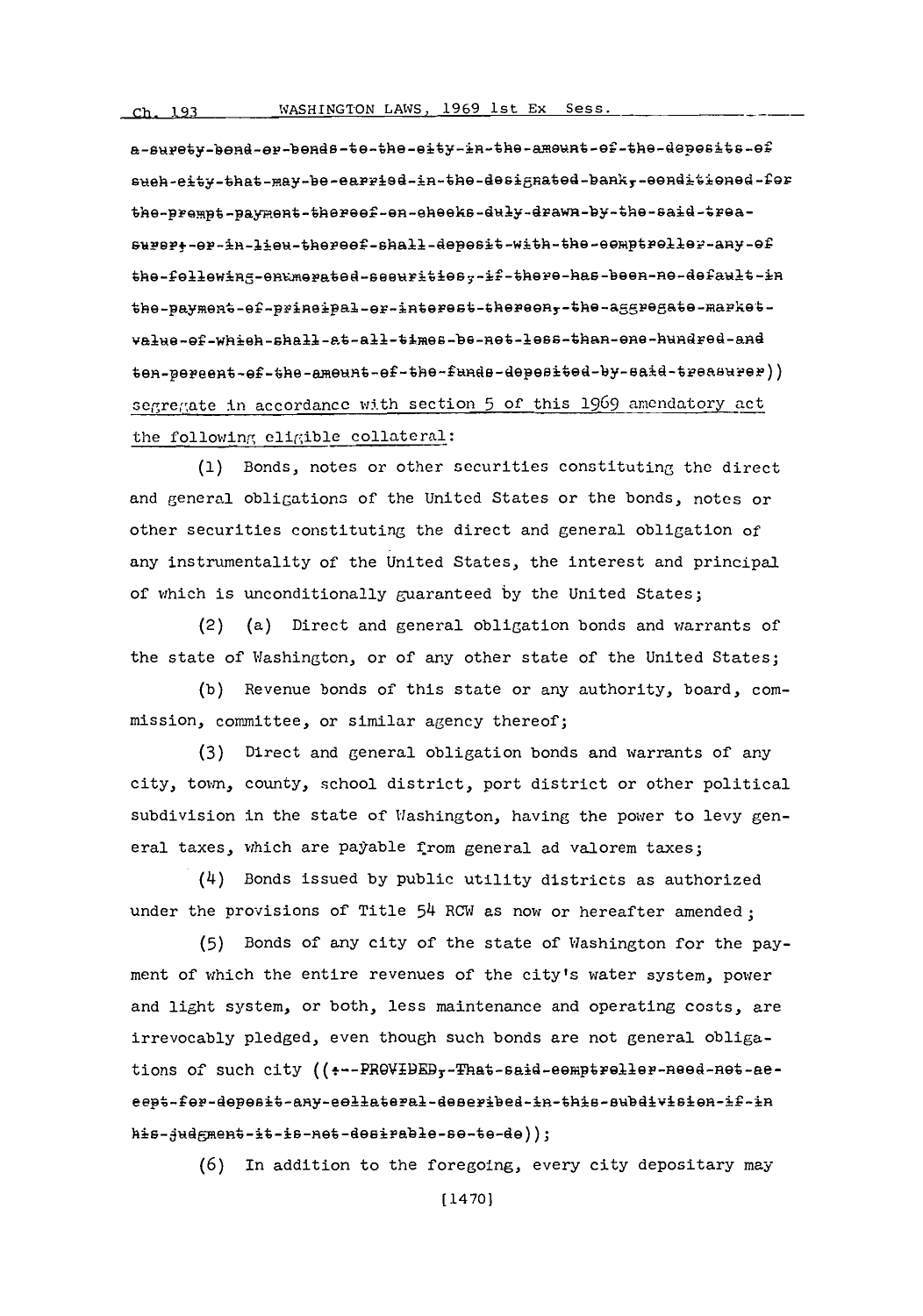~~a-surety-bond-or-bonds-to-the-city-in-the-amount-of-the-deposits-of such-city-that-may-be-carried-in-the-designated-bank, conditioned-for the-prompt-payment-thereof-on-checks-duly-drawn-by-the-said-treasurer; or-in-lieu-thereof-shall-deposit-with-the-comptroller-any-of the-following-enumerated-securities, if-there-has-been-no-default-in the-payment-of-principal-or-interest-thereon, the-aggregate-market-value-of-which-shall-at-all-times-be-not-less-than-one-hundred-and ten-percent-of-the-amount-of-the-funds-deposited-by-said-treasurer~~)) segregate in accordance with section 5 of this 1969 amendatory act the following eligible collateral:

(1) Bonds, notes or other securities constituting the direct and general obligations of the United States or the bonds, notes or other securities constituting the direct and general obligation of any instrumentality of the United States, the interest and principal of which is unconditionally guaranteed by the United States;

(2) (a) Direct and general obligation bonds and warrants of the state of Washington, or of any other state of the United States;

(b) Revenue bonds of this state or any authority, board, commission, committee, or similar agency thereof;

(3) Direct and general obligation bonds and warrants of any city, town, county, school district, port district or other political subdivision in the state of Washington, having the power to levy general taxes, which are payable from general ad valorem taxes;

(4) Bonds issued by public utility districts as authorized under the provisions of Title 54 RCW as now or hereafter amended;

(5) Bonds of any city of the state of Washington for the payment of which the entire revenues of the city's water system, power and light system, or both, less maintenance and operating costs, are irrevocably pledged, even though such bonds are not general obligations of such city ((~~: PROVIDED, That said comptroller need not accept for deposit any collateral described in this subdivision if in his judgment it is not desirable so to do~~));

(6) In addition to the foregoing, every city depositary may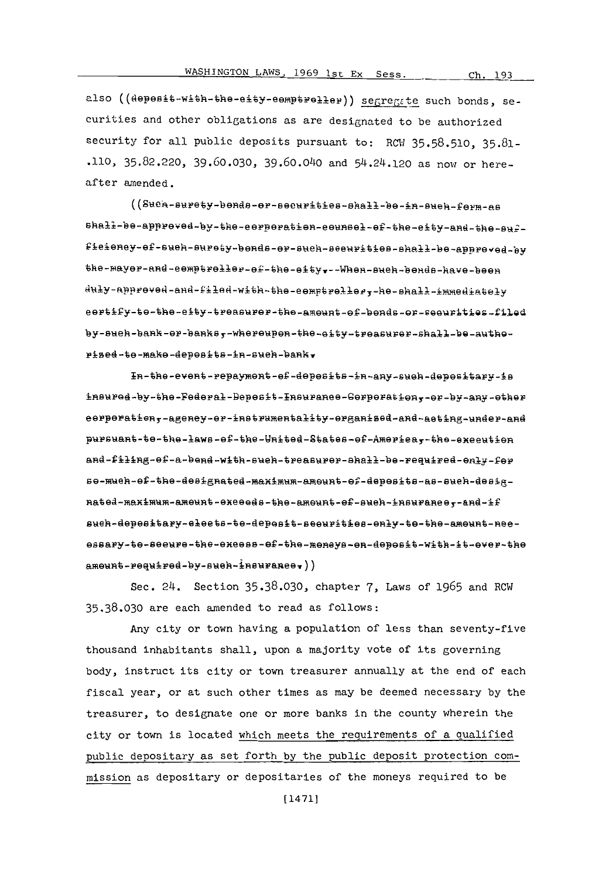also ((deposit-with-the-city-comptroller)) segregate such bonds, securities and other obligations as are designated to be authorized security for all public deposits pursuant to: RCW 35.58.510, 35.81-.110, 35.82.220, 39.60.030, 39.60.040 and 54.24.120 as now or hereafter amended.

((Such-surety-bonds-or-securities-shall-be-in-such-form-as shall-be-approved-by-the-corporation-counsel-of-the-city-and-the-sufficiency-of-such-surety-bonds-or-such-securities-shall-be-approved-by the-mayor-and-comptroller-of-the-city.--When-such-bonds-have-been duly-approved-and-filed-with-the-comptroller,-he-shall-immediately certify-to-the-city-treasurer-the-amount-of-bonds-or-securities-filed by-such-bank-or-banks,-whereupon-the-city-treasurer-shall-be-authorized-to-make-deposits-in-such-bank.

In-the-event-repayment-of-deposits-in-any-such-depositary-is insured-by-the-Federal-Deposit-Insurance-Corporation,-or-by-any-other corporation,-agency-or-instrumentality-organized-and-acting-under-and pursuant-to-the-laws-of-the-United-States-of-America,-the-execution and-filing-of-a-bond-with-such-treasurer-shall-be-required-only-for so-much-of-the-designated-maximum-amount-of-deposits-as-such-designated-maximum-amount-exceeds-the-amount-of-such-insurance,-and-if such-depositary-elects-to-deposit-securities-only-to-the-amount-necessary-to-secure-the-excess-of-the-moneys-on-deposit-with-it-over-the amount-required-by-such-insurance.))

Sec. 24. Section 35.38.030, chapter 7, Laws of 1965 and RCW 35.38.030 are each amended to read as follows:

Any city or town having a population of less than seventy-five thousand inhabitants shall, upon a majority vote of its governing body, instruct its city or town treasurer annually at the end of each fiscal year, or at such other times as may be deemed necessary by the treasurer, to designate one or more banks in the county wherein the city or town is located which meets the requirements of a qualified public depositary as set forth by the public deposit protection commission as depositary or depositaries of the moneys required to be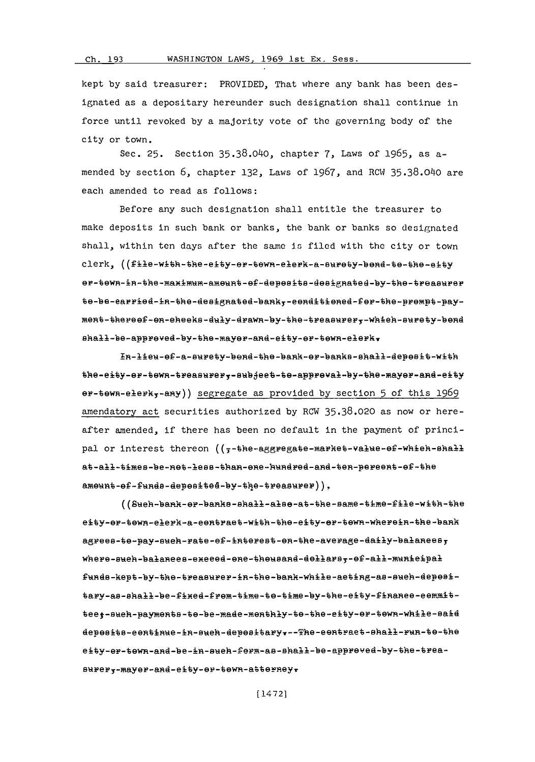kept by said treasurer: PROVIDED, That where any bank has been designated as a depositary hereunder such designation shall continue in force until revoked by a majority vote of the governing body of the city or town.

Sec. 25. Section 35.38.040, chapter 7, Laws of 1965, as amended by section 6, chapter 132, Laws of 1967, and RCW 35.38.040 are each amended to read as follows:

Before any such designation shall entitle the treasurer to make deposits in such bank or banks, the bank or banks so designated shall, within ten days after the same is filed with the city or town clerk, ((~~file with the city or town clerk a surety bond to the city or town in the maximum amount of deposits designated by the treasurer to be carried in the designated bank, conditioned for the prompt payment thereof on checks duly drawn by the treasurer, which surety bond shall be approved by the mayor and city or town clerk.~~

~~In lieu of a surety bond the bank or banks shall deposit with the city or town treasurer, subject to approval by the mayor and city or town clerk, any~~)) segregate as provided by section 5 of this 1969 amendatory act securities authorized by RCW 35.38.020 as now or hereafter amended, if there has been no default in the payment of principal or interest thereon ((~~, the aggregate market value of which shall at all times be not less than one hundred and ten percent of the amount of funds deposited by the treasurer~~)).

((~~Such bank or banks shall also at the same time file with the city or town clerk a contract with the city or town wherein the bank agrees to pay such rate of interest on the average daily balances, where such balances exceed one thousand dollars, of all municipal funds kept by the treasurer in the bank while acting as such depositary as shall be fixed from time to time by the city finance committee; such payments to be made monthly to the city or town while said deposits continue in such depositary. The contract shall run to the city or town and be in such form as shall be approved by the treasurer, mayor and city or town attorney.~~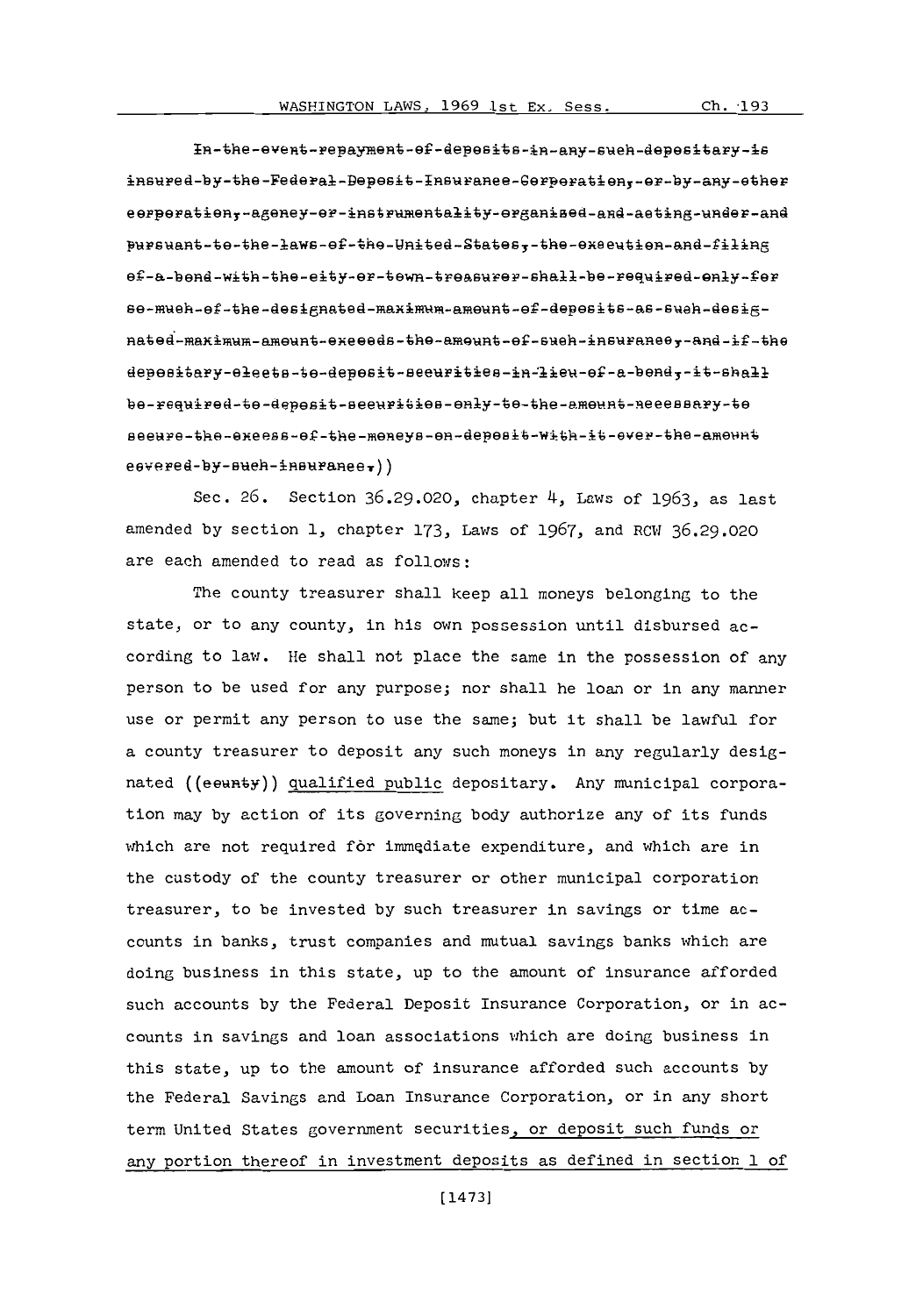~~In the event repayment of deposits in any such depositary is insured by the Federal Deposit Insurance Corporation, or by any other corporation, agency or instrumentality organized and acting under and pursuant to the laws of the United States, the execution and filing of a bond with the city or town treasurer shall be required only for so much of the designated maximum amount of deposits as such designated maximum amount exceeds the amount of such insurance, and if the depositary elects to deposit securities in lieu of a bond, it shall be required to deposit securities only to the amount necessary to secure the excess of the moneys on deposit with it over the amount covered by such insurance.~~))

Sec. 26. Section 36.29.020, chapter 4, Laws of 1963, as last amended by section 1, chapter 173, Laws of 1967, and RCW 36.29.020 are each amended to read as follows:

The county treasurer shall keep all moneys belonging to the state, or to any county, in his own possession until disbursed according to law. He shall not place the same in the possession of any person to be used for any purpose; nor shall he loan or in any manner use or permit any person to use the same; but it shall be lawful for a county treasurer to deposit any such moneys in any regularly designated ((~~county~~)) qualified public depositary. Any municipal corporation may by action of its governing body authorize any of its funds which are not required for immediate expenditure, and which are in the custody of the county treasurer or other municipal corporation treasurer, to be invested by such treasurer in savings or time accounts in banks, trust companies and mutual savings banks which are doing business in this state, up to the amount of insurance afforded such accounts by the Federal Deposit Insurance Corporation, or in accounts in savings and loan associations which are doing business in this state, up to the amount of insurance afforded such accounts by the Federal Savings and Loan Insurance Corporation, or in any short term United States government securities, or deposit such funds or any portion thereof in investment deposits as defined in section 1 of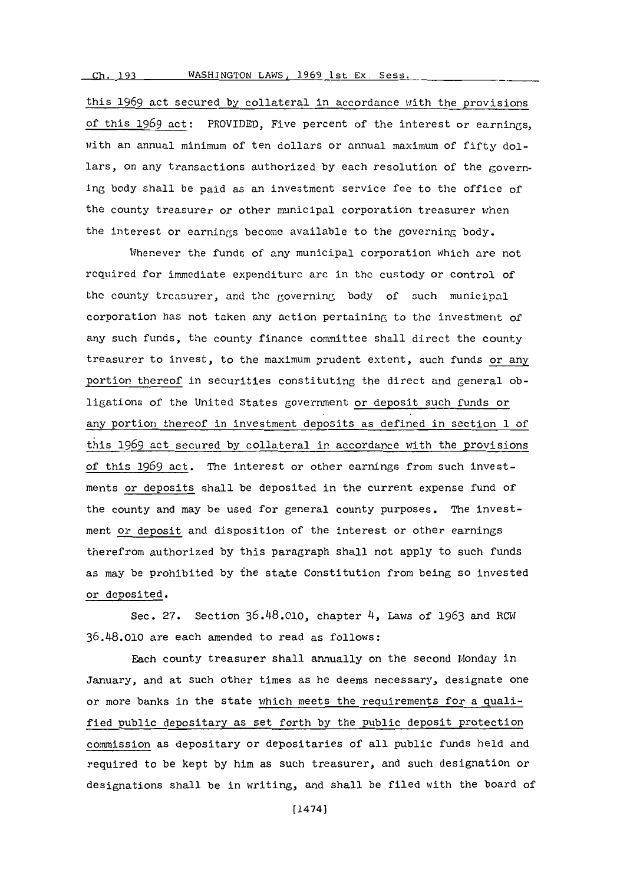this 1969 act secured by collateral in accordance with the provisions of this 1969 act: PROVIDED, Five percent of the interest or earnings, with an annual minimum of ten dollars or annual maximum of fifty dollars, on any transactions authorized by each resolution of the governing body shall be paid as an investment service fee to the office of the county treasurer or other municipal corporation treasurer when the interest or earnings become available to the governing body.

Whenever the funds of any municipal corporation which are not required for immediate expenditure are in the custody or control of the county treasurer, and the governing body of such municipal corporation has not taken any action pertaining to the investment of any such funds, the county finance committee shall direct the county treasurer to invest, to the maximum prudent extent, such funds or any portion thereof in securities constituting the direct and general obligations of the United States government or deposit such funds or any portion thereof in investment deposits as defined in section 1 of this 1969 act secured by collateral in accordance with the provisions of this 1969 act. The interest or other earnings from such investments or deposits shall be deposited in the current expense fund of the county and may be used for general county purposes. The investment or deposit and disposition of the interest or other earnings therefrom authorized by this paragraph shall not apply to such funds as may be prohibited by the state Constitution from being so invested or deposited.

Sec. 27. Section 36.48.010, chapter 4, Laws of 1963 and RCW 36.48.010 are each amended to read as follows:

Each county treasurer shall annually on the second Monday in January, and at such other times as he deems necessary, designate one or more banks in the state which meets the requirements for a qualified public depositary as set forth by the public deposit protection commission as depositary or depositaries of all public funds held and required to be kept by him as such treasurer, and such designation or designations shall be in writing, and shall be filed with the board of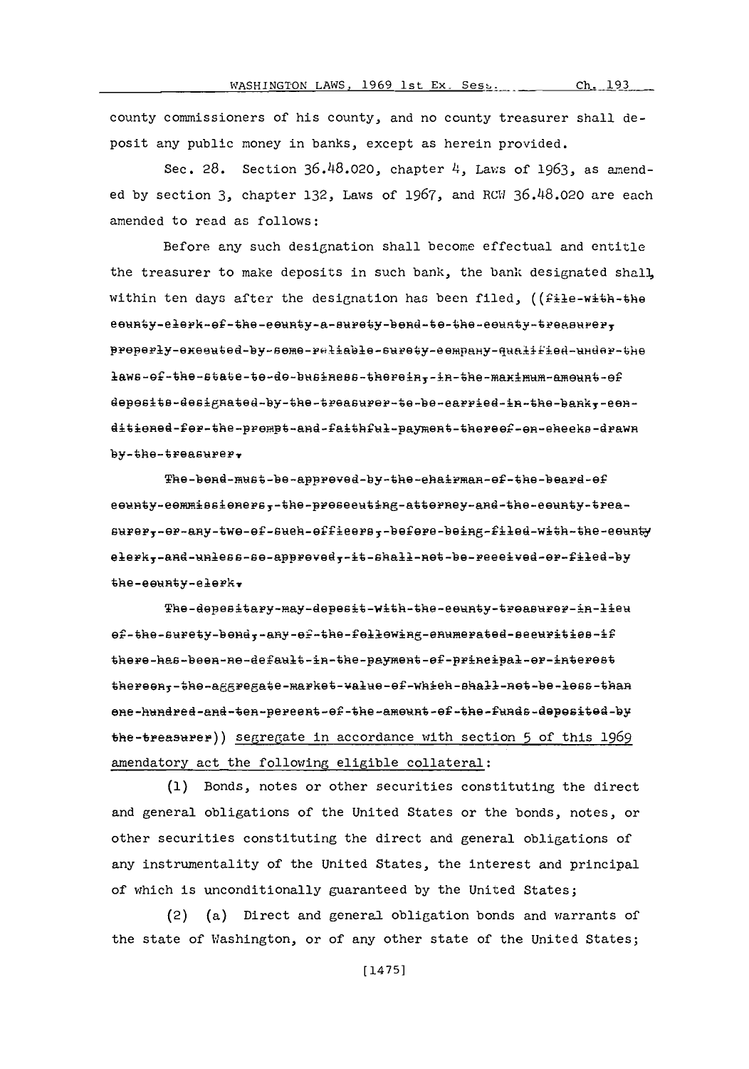county commissioners of his county, and no county treasurer shall deposit any public money in banks, except as herein provided.

Sec. 28. Section 36.48.020, chapter 4, Laws of 1963, as amended by section 3, chapter 132, Laws of 1967, and RCW 36.48.020 are each amended to read as follows:

Before any such designation shall become effectual and entitle the treasurer to make deposits in such bank, the bank designated shall, within ten days after the designation has been filed, ((~~file-with-the county-clerk-of-the-county-a-surety-bond-to-the-county-treasurer, properly-executed-by-some-reliable-surety-company-qualified-under-the laws-of-the-state-to-do-business-therein,-in-the-maximum-amount-of deposits-designated-by-the-treasurer-to-be-carried-in-the-bank,-conditioned-for-the-prompt-and-faithful-payment-thereof-on-checks-drawn by-the-treasurer.~~

~~The-bond-must-be-approved-by-the-chairman-of-the-board-of county-commissioners,-the-prosecuting-attorney-and-the-county-treasurer,-or-any-two-of-such-officers,-before-being-filed-with-the-county clerk,-and-unless-so-approved,-it-shall-not-be-received-or-filed-by the-county-clerk.~~

~~The-depositary-may-deposit-with-the-county-treasurer-in-lieu of-the-surety-bond,-any-of-the-following-enumerated-securities-if there-has-been-no-default-in-the-payment-of-principal-or-interest thereon,-the-aggregate-market-value-of-which-shall-not-be-less-than one-hundred-and-ten-percent-of-the-amount-of-the-funds-deposited-by the-treasurer~~)) segregate in accordance with section 5 of this 1969 amendatory act the following eligible collateral:

(1) Bonds, notes or other securities constituting the direct and general obligations of the United States or the bonds, notes, or other securities constituting the direct and general obligations of any instrumentality of the United States, the interest and principal of which is unconditionally guaranteed by the United States;

(2) (a) Direct and general obligation bonds and warrants of the state of Washington, or of any other state of the United States;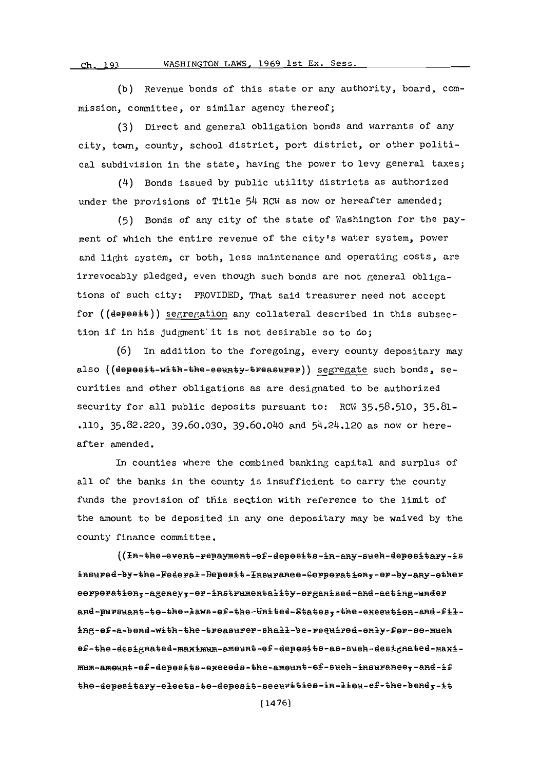(b) Revenue bonds of this state or any authority, board, commission, committee, or similar agency thereof;

(3) Direct and general obligation bonds and warrants of any city, town, county, school district, port district, or other political subdivision in the state, having the power to levy general taxes;

(4) Bonds issued by public utility districts as authorized under the provisions of Title 54 RCW as now or hereafter amended;

(5) Bonds of any city of the state of Washington for the payment of which the entire revenue of the city's water system, power and light system, or both, less maintenance and operating costs, are irrevocably pledged, even though such bonds are not general obligations of such city: PROVIDED, That said treasurer need not accept for ((~~deposit~~)) segregation any collateral described in this subsection if in his judgment it is not desirable so to do;

(6) In addition to the foregoing, every county depositary may also ((~~deposit with the county treasurer~~)) segregate such bonds, securities and other obligations as are designated to be authorized security for all public deposits pursuant to: RCW 35.58.510, 35.81.110, 35.82.220, 39.60.030, 39.60.040 and 54.24.120 as now or hereafter amended.

In counties where the combined banking capital and surplus of all of the banks in the county is insufficient to carry the county funds the provision of this section with reference to the limit of the amount to be deposited in any one depositary may be waived by the county finance committee.

((~~In the event repayment of deposits in any such depositary is insured by the Federal Deposit Insurance Corporation, or by any other corporation, agency, or instrumentality organized and acting under and pursuant to the laws of the United States, the execution and filing of a bond with the treasurer shall be required only for so much of the designated maximum amount of deposits as such designated maximum amount of deposits exceeds the amount of such insurance, and if the depositary elects to deposit securities in lieu of the bond, it~~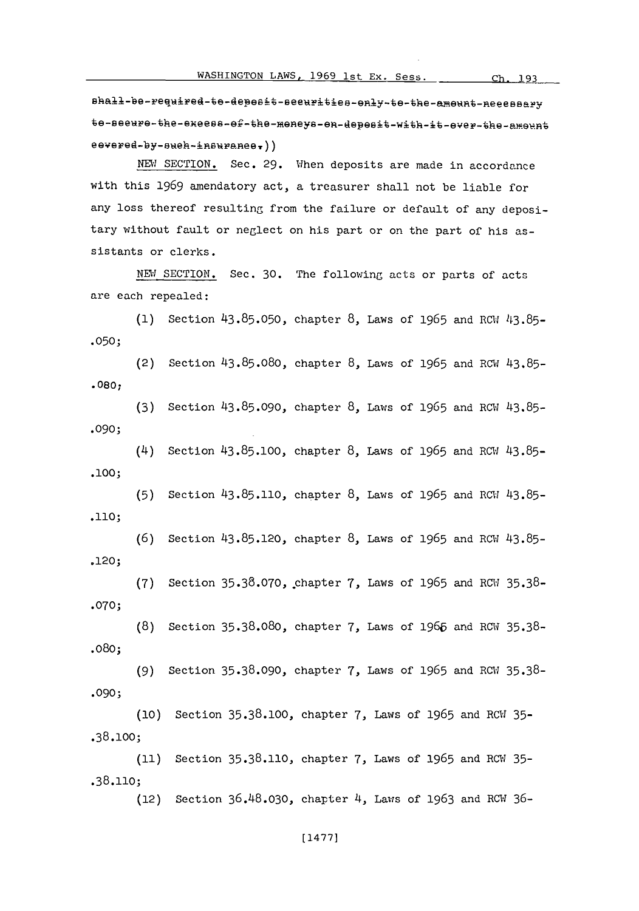~~shall-be-required-to-deposit-securities-only-to-the-amount-necessary to-secure-the-excess-of-the-moneys-on-deposit-with-it-over-the-amount covered-by-such-insurance.~~))

NEW SECTION. Sec. 29. When deposits are made in accordance with this 1969 amendatory act, a treasurer shall not be liable for any loss thereof resulting from the failure or default of any depositary without fault or neglect on his part or on the part of his assistants or clerks.

NEW SECTION. Sec. 30. The following acts or parts of acts are each repealed:

(1) Section 43.85.050, chapter 8, Laws of 1965 and RCW 43.85-.050;

(2) Section 43.85.080, chapter 8, Laws of 1965 and RCW 43.85-.080;

(3) Section 43.85.090, chapter 8, Laws of 1965 and RCW 43.85-.090;

(4) Section 43.85.100, chapter 8, Laws of 1965 and RCW 43.85-.100;

(5) Section 43.85.110, chapter 8, Laws of 1965 and RCW 43.85-.110;

(6) Section 43.85.120, chapter 8, Laws of 1965 and RCW 43.85-.120;

(7) Section 35.38.070, chapter 7, Laws of 1965 and RCW 35.38-.070;

(8) Section 35.38.080, chapter 7, Laws of 1965 and RCW 35.38-.080;

(9) Section 35.38.090, chapter 7, Laws of 1965 and RCW 35.38-.090;

(10) Section 35.38.100, chapter 7, Laws of 1965 and RCW 35-.38.100;

(11) Section 35.38.110, chapter 7, Laws of 1965 and RCW 35-.38.110;

(12) Section 36.48.030, chapter 4, Laws of 1963 and RCW 36-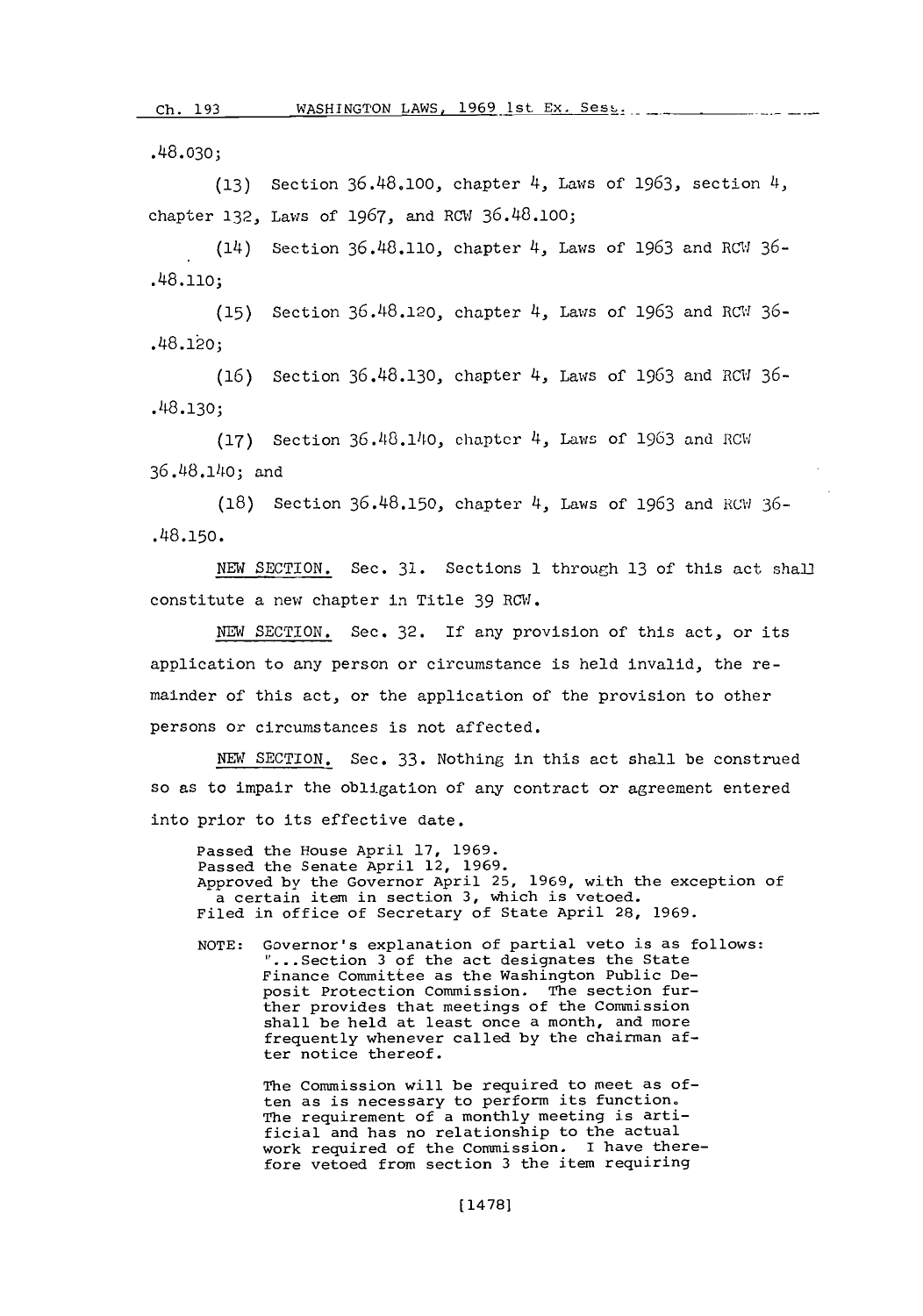.48.030;

(13) Section 36.48.100, chapter 4, Laws of 1963, section 4, chapter 132, Laws of 1967, and RCW 36.48.100;

(14) Section 36.48.110, chapter 4, Laws of 1963 and RCW 36-.48.110;

(15) Section 36.48.120, chapter 4, Laws of 1963 and RCW 36-.48.120;

(16) Section 36.48.130, chapter 4, Laws of 1963 and RCW 36-.48.130;

(17) Section 36.48.140, chapter 4, Laws of 1963 and RCW 36.48.140; and

(18) Section 36.48.150, chapter 4, Laws of 1963 and RCW 36-.48.150.

NEW SECTION. Sec. 31. Sections 1 through 13 of this act shall constitute a new chapter in Title 39 RCW.

NEW SECTION. Sec. 32. If any provision of this act, or its application to any person or circumstance is held invalid, the remainder of this act, or the application of the provision to other persons or circumstances is not affected.

NEW SECTION. Sec. 33. Nothing in this act shall be construed so as to impair the obligation of any contract or agreement entered into prior to its effective date.

Passed the House April 17, 1969.
Passed the Senate April 12, 1969.
Approved by the Governor April 25, 1969, with the exception of a certain item in section 3, which is vetoed.
Filed in office of Secretary of State April 28, 1969.

NOTE: Governor's explanation of partial veto is as follows: "...Section 3 of the act designates the State Finance Committee as the Washington Public Deposit Protection Commission. The section further provides that meetings of the Commission shall be held at least once a month, and more frequently whenever called by the chairman after notice thereof.

The Commission will be required to meet as often as is necessary to perform its function. The requirement of a monthly meeting is artificial and has no relationship to the actual work required of the Commission. I have therefore vetoed from section 3 the item requiring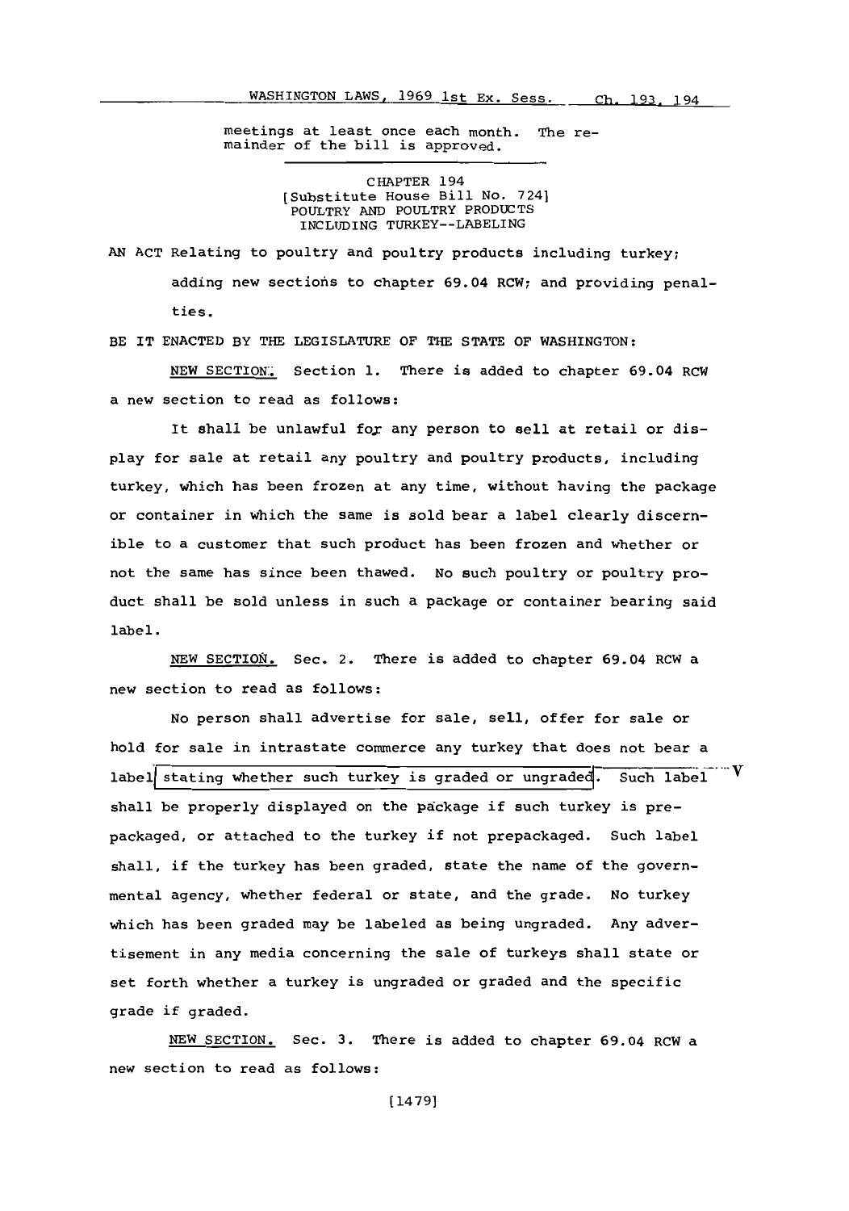meetings at least once each month. The remainder of the bill is approved.

CHAPTER 194
[Substitute House Bill No. 724]
POULTRY AND POULTRY PRODUCTS
INCLUDING TURKEY--LABELING

AN ACT Relating to poultry and poultry products including turkey; adding new sections to chapter 69.04 RCW; and providing penalties.

BE IT ENACTED BY THE LEGISLATURE OF THE STATE OF WASHINGTON:

NEW SECTION. Section 1. There is added to chapter 69.04 RCW a new section to read as follows:

It shall be unlawful for any person to sell at retail or display for sale at retail any poultry and poultry products, including turkey, which has been frozen at any time, without having the package or container in which the same is sold bear a label clearly discernible to a customer that such product has been frozen and whether or not the same has since been thawed. No such poultry or poultry product shall be sold unless in such a package or container bearing said label.

NEW SECTION. Sec. 2. There is added to chapter 69.04 RCW a new section to read as follows:

No person shall advertise for sale, sell, offer for sale or hold for sale in intrastate commerce any turkey that does not bear a label stating whether such turkey is graded or ungraded. Such label shall be properly displayed on the package if such turkey is prepackaged, or attached to the turkey if not prepackaged. Such label shall, if the turkey has been graded, state the name of the governmental agency, whether federal or state, and the grade. No turkey which has been graded may be labeled as being ungraded. Any advertisement in any media concerning the sale of turkeys shall state or set forth whether a turkey is ungraded or graded and the specific grade if graded.

NEW SECTION. Sec. 3. There is added to chapter 69.04 RCW a new section to read as follows: